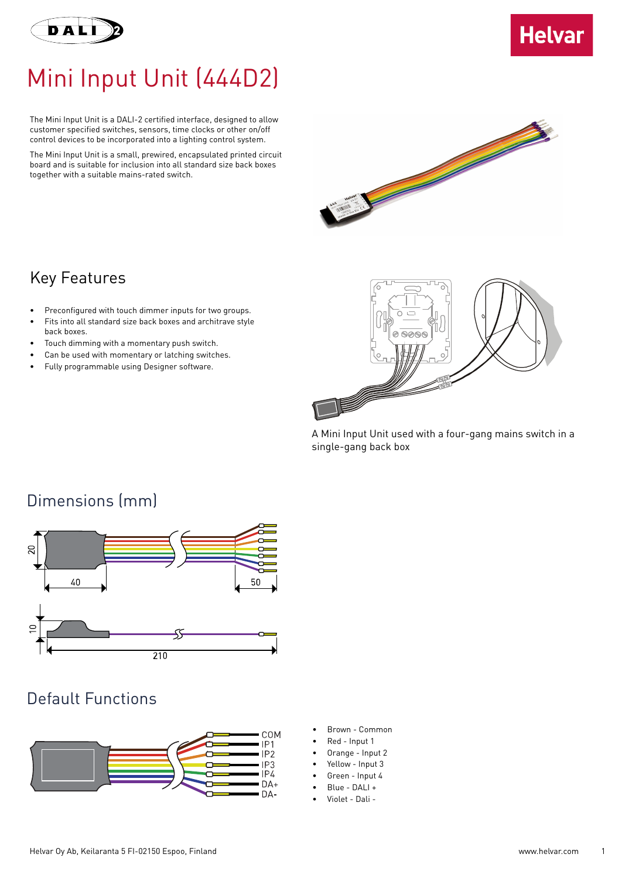# Mini Input Unit (444D2)

The Mini Input Unit is a DALI-2 certified interface, designed to allow customer specified switches, sensors, time clocks or other on/off control devices to be incorporated into a lighting control system.

The Mini Input Unit is a small, prewired, encapsulated printed circuit board and is suitable for inclusion into all standard size back boxes together with a suitable mains-rated switch.

## Key Features

- Preconfigured with touch dimmer inputs for two groups.
- Fits into all standard size back boxes and architrave style back boxes.
- Touch dimming with a momentary push switch.
- Can be used with momentary or latching switches.
- Fully programmable using Designer software.

A Mini Input Unit used with a four-gang mains switch in a single-gang back box

## Dimensions (mm)

## Default Functions

- Brown - Common
- Red - Input 1
- Orange - Input 2
- Yellow - Input 3
- Green - Input 4
- Blue - DALI +
- Violet - Dali -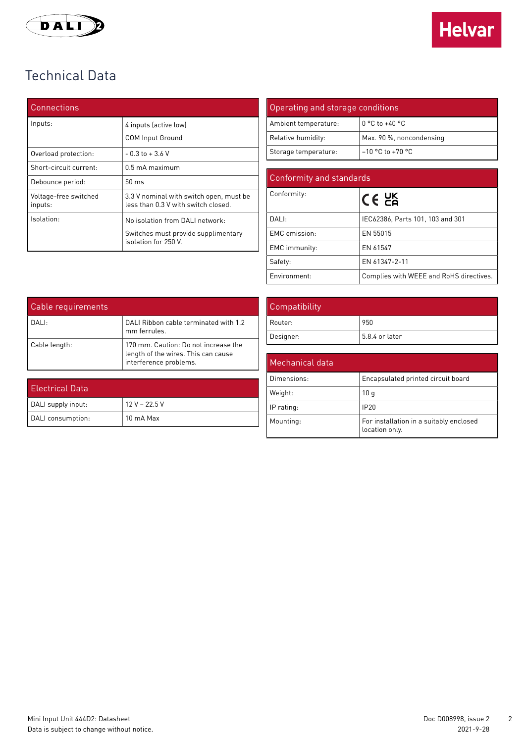# Technical Data

| Connections | |
|---|---|
| Inputs: | 4 inputs (active low)<br>COM Input Ground |
| Overload protection: | - 0.3 to + 3.6 V |
| Short-circuit current: | 0.5 mA maximum |
| Debounce period: | 50 ms |
| Voltage-free switched inputs: | 3.3 V nominal with switch open, must be less than 0.3 V with switch closed. |
| Isolation: | No isolation from DALI network:<br>Switches must provide supplimentary isolation for 250 V. |

| Operating and storage conditions | |
|---|---|
| Ambient temperature: | 0 °C to +40 °C |
| Relative humidity: | Max. 90 %, noncondensing |
| Storage temperature: | −10 °C to +70 °C |

| Conformity and standards | |
|---|---|
| Conformity: | CE UKCA |
| DALI: | IEC62386, Parts 101, 103 and 301 |
| EMC emission: | EN 55015 |
| EMC immunity: | EN 61547 |
| Safety: | EN 61347-2-11 |
| Environment: | Complies with WEEE and RoHS directives. |

| Cable requirements | |
|---|---|
| DALI: | DALI Ribbon cable terminated with 1.2 mm ferrules. |
| Cable length: | 170 mm. Caution: Do not increase the length of the wires. This can cause interference problems. |

| Electrical Data | |
|---|---|
| DALI supply input: | 12 V – 22.5 V |
| DALI consumption: | 10 mA Max |

| Compatibility | |
|---|---|
| Router: | 950 |
| Designer: | 5.8.4 or later |

| Mechanical data | |
|---|---|
| Dimensions: | Encapsulated printed circuit board |
| Weight: | 10 g |
| IP rating: | IP20 |
| Mounting: | For installation in a suitably enclosed location only. |

Mini Input Unit 444D2: Datasheet
Data is subject to change without notice.

Doc D008998, issue 2
2021-9-28